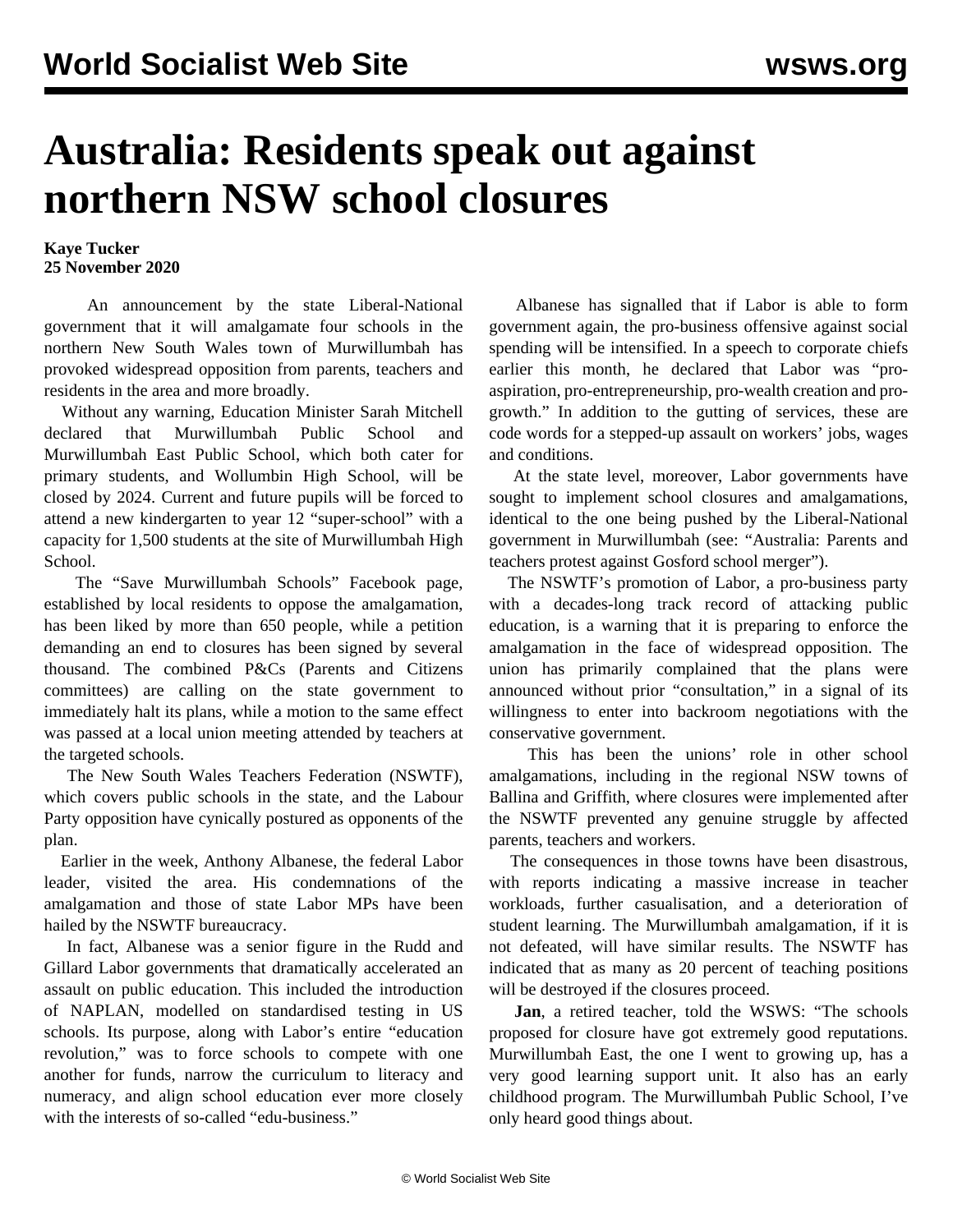# Australia: Residents speak out against northern NSW school closures

**Kaye Tucker**
**25 November 2020**

An announcement by the state Liberal-National government that it will amalgamate four schools in the northern New South Wales town of Murwillumbah has provoked widespread opposition from parents, teachers and residents in the area and more broadly.

Without any warning, Education Minister Sarah Mitchell declared that Murwillumbah Public School and Murwillumbah East Public School, which both cater for primary students, and Wollumbin High School, will be closed by 2024. Current and future pupils will be forced to attend a new kindergarten to year 12 "super-school" with a capacity for 1,500 students at the site of Murwillumbah High School.

The "Save Murwillumbah Schools" Facebook page, established by local residents to oppose the amalgamation, has been liked by more than 650 people, while a petition demanding an end to closures has been signed by several thousand. The combined P&Cs (Parents and Citizens committees) are calling on the state government to immediately halt its plans, while a motion to the same effect was passed at a local union meeting attended by teachers at the targeted schools.

The New South Wales Teachers Federation (NSWTF), which covers public schools in the state, and the Labour Party opposition have cynically postured as opponents of the plan.

Earlier in the week, Anthony Albanese, the federal Labor leader, visited the area. His condemnations of the amalgamation and those of state Labor MPs have been hailed by the NSWTF bureaucracy.

In fact, Albanese was a senior figure in the Rudd and Gillard Labor governments that dramatically accelerated an assault on public education. This included the introduction of NAPLAN, modelled on standardised testing in US schools. Its purpose, along with Labor's entire "education revolution," was to force schools to compete with one another for funds, narrow the curriculum to literacy and numeracy, and align school education ever more closely with the interests of so-called "edu-business."

Albanese has signalled that if Labor is able to form government again, the pro-business offensive against social spending will be intensified. In a speech to corporate chiefs earlier this month, he declared that Labor was "pro-aspiration, pro-entrepreneurship, pro-wealth creation and pro-growth." In addition to the gutting of services, these are code words for a stepped-up assault on workers' jobs, wages and conditions.

At the state level, moreover, Labor governments have sought to implement school closures and amalgamations, identical to the one being pushed by the Liberal-National government in Murwillumbah (see: "Australia: Parents and teachers protest against Gosford school merger").

The NSWTF's promotion of Labor, a pro-business party with a decades-long track record of attacking public education, is a warning that it is preparing to enforce the amalgamation in the face of widespread opposition. The union has primarily complained that the plans were announced without prior "consultation," in a signal of its willingness to enter into backroom negotiations with the conservative government.

This has been the unions' role in other school amalgamations, including in the regional NSW towns of Ballina and Griffith, where closures were implemented after the NSWTF prevented any genuine struggle by affected parents, teachers and workers.

The consequences in those towns have been disastrous, with reports indicating a massive increase in teacher workloads, further casualisation, and a deterioration of student learning. The Murwillumbah amalgamation, if it is not defeated, will have similar results. The NSWTF has indicated that as many as 20 percent of teaching positions will be destroyed if the closures proceed.

**Jan**, a retired teacher, told the WSWS: "The schools proposed for closure have got extremely good reputations. Murwillumbah East, the one I went to growing up, has a very good learning support unit. It also has an early childhood program. The Murwillumbah Public School, I've only heard good things about.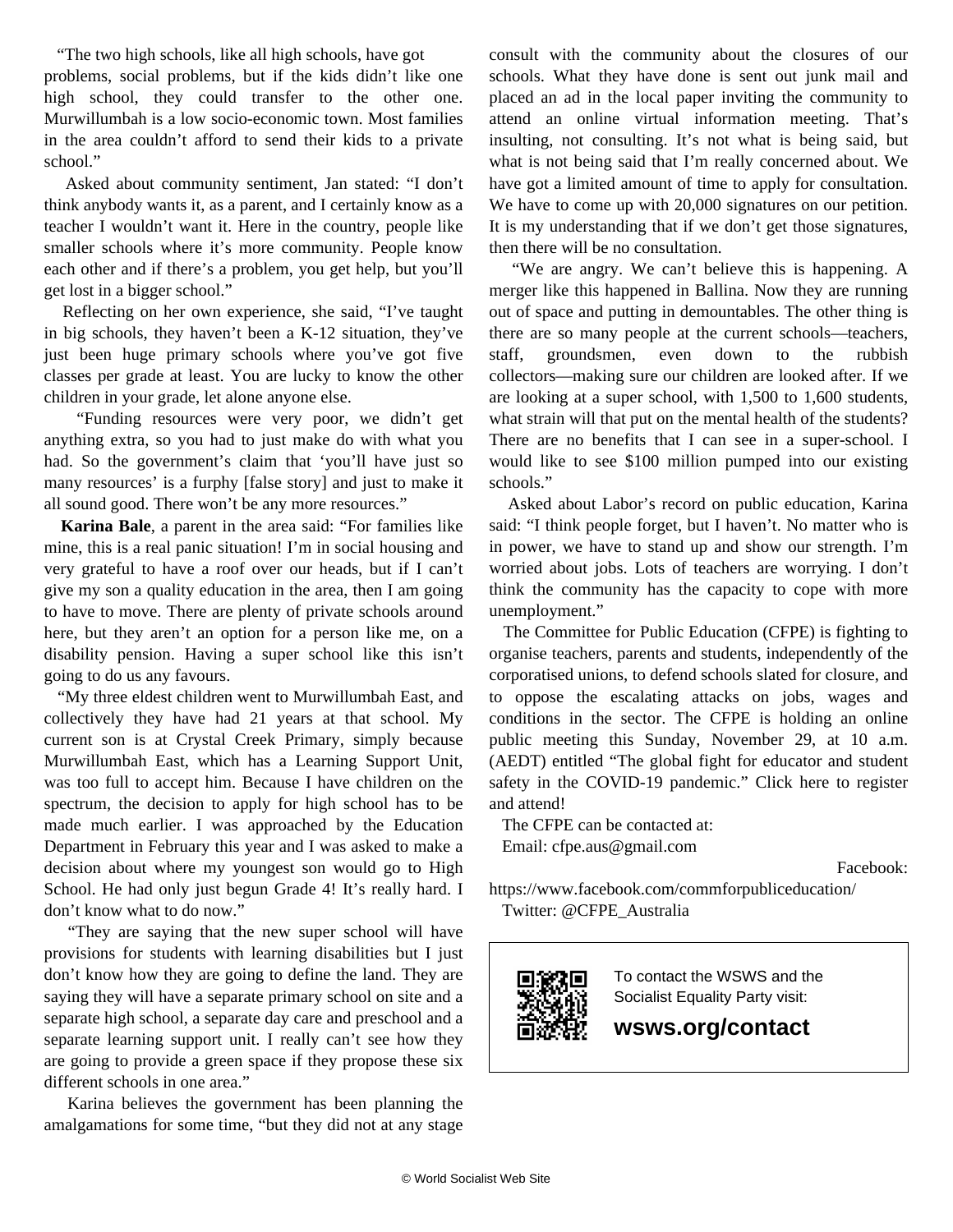"The two high schools, like all high schools, have got problems, social problems, but if the kids didn't like one high school, they could transfer to the other one. Murwillumbah is a low socio-economic town. Most families in the area couldn't afford to send their kids to a private school."

Asked about community sentiment, Jan stated: "I don't think anybody wants it, as a parent, and I certainly know as a teacher I wouldn't want it. Here in the country, people like smaller schools where it's more community. People know each other and if there's a problem, you get help, but you'll get lost in a bigger school."

Reflecting on her own experience, she said, "I've taught in big schools, they haven't been a K-12 situation, they've just been huge primary schools where you've got five classes per grade at least. You are lucky to know the other children in your grade, let alone anyone else.

"Funding resources were very poor, we didn't get anything extra, so you had to just make do with what you had. So the government's claim that 'you'll have just so many resources' is a furphy [false story] and just to make it all sound good. There won't be any more resources."

**Karina Bale**, a parent in the area said: "For families like mine, this is a real panic situation! I'm in social housing and very grateful to have a roof over our heads, but if I can't give my son a quality education in the area, then I am going to have to move. There are plenty of private schools around here, but they aren't an option for a person like me, on a disability pension. Having a super school like this isn't going to do us any favours.

"My three eldest children went to Murwillumbah East, and collectively they have had 21 years at that school. My current son is at Crystal Creek Primary, simply because Murwillumbah East, which has a Learning Support Unit, was too full to accept him. Because I have children on the spectrum, the decision to apply for high school has to be made much earlier. I was approached by the Education Department in February this year and I was asked to make a decision about where my youngest son would go to High School. He had only just begun Grade 4! It's really hard. I don't know what to do now."

"They are saying that the new super school will have provisions for students with learning disabilities but I just don't know how they are going to define the land. They are saying they will have a separate primary school on site and a separate high school, a separate day care and preschool and a separate learning support unit. I really can't see how they are going to provide a green space if they propose these six different schools in one area."

Karina believes the government has been planning the amalgamations for some time, "but they did not at any stage consult with the community about the closures of our schools. What they have done is sent out junk mail and placed an ad in the local paper inviting the community to attend an online virtual information meeting. That's insulting, not consulting. It's not what is being said, but what is not being said that I'm really concerned about. We have got a limited amount of time to apply for consultation. We have to come up with 20,000 signatures on our petition. It is my understanding that if we don't get those signatures, then there will be no consultation.

"We are angry. We can't believe this is happening. A merger like this happened in Ballina. Now they are running out of space and putting in demountables. The other thing is there are so many people at the current schools—teachers, staff, groundsmen, even down to the rubbish collectors—making sure our children are looked after. If we are looking at a super school, with 1,500 to 1,600 students, what strain will that put on the mental health of the students? There are no benefits that I can see in a super-school. I would like to see $100 million pumped into our existing schools."

Asked about Labor's record on public education, Karina said: "I think people forget, but I haven't. No matter who is in power, we have to stand up and show our strength. I'm worried about jobs. Lots of teachers are worrying. I don't think the community has the capacity to cope with more unemployment."

The Committee for Public Education (CFPE) is fighting to organise teachers, parents and students, independently of the corporatised unions, to defend schools slated for closure, and to oppose the escalating attacks on jobs, wages and conditions in the sector. The CFPE is holding an online public meeting this Sunday, November 29, at 10 a.m. (AEDT) entitled "The global fight for educator and student safety in the COVID-19 pandemic." Click here to register and attend!

The CFPE can be contacted at:

Email: cfpe.aus@gmail.com

Facebook: https://www.facebook.com/commforpubliceducation/

Twitter: @CFPE_Australia

To contact the WSWS and the Socialist Equality Party visit:

**wsws.org/contact**